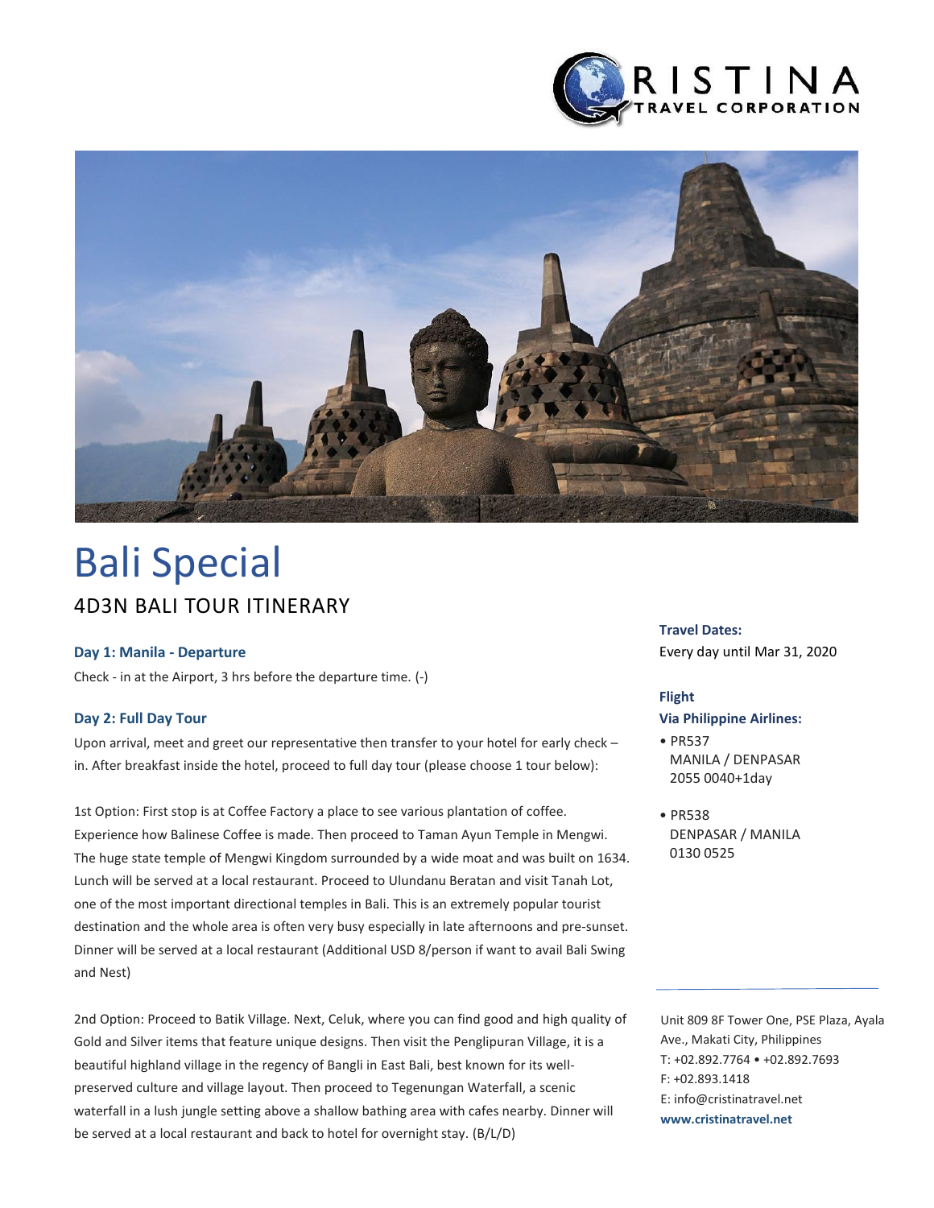CRISTINA TRAVEL CORPORATION

# Bali Special

## 4D3N BALI TOUR ITINERARY

### Day 1: Manila - Departure

Check - in at the Airport, 3 hrs before the departure time. (-)

### Day 2: Full Day Tour

Upon arrival, meet and greet our representative then transfer to your hotel for early check – in. After breakfast inside the hotel, proceed to full day tour (please choose 1 tour below):

1st Option: First stop is at Coffee Factory a place to see various plantation of coffee. Experience how Balinese Coffee is made. Then proceed to Taman Ayun Temple in Mengwi. The huge state temple of Mengwi Kingdom surrounded by a wide moat and was built on 1634. Lunch will be served at a local restaurant. Proceed to Ulundanu Beratan and visit Tanah Lot, one of the most important directional temples in Bali. This is an extremely popular tourist destination and the whole area is often very busy especially in late afternoons and pre-sunset. Dinner will be served at a local restaurant (Additional USD 8/person if want to avail Bali Swing and Nest)

2nd Option: Proceed to Batik Village. Next, Celuk, where you can find good and high quality of Gold and Silver items that feature unique designs. Then visit the Penglipuran Village, it is a beautiful highland village in the regency of Bangli in East Bali, best known for its well-preserved culture and village layout. Then proceed to Tegenungan Waterfall, a scenic waterfall in a lush jungle setting above a shallow bathing area with cafes nearby. Dinner will be served at a local restaurant and back to hotel for overnight stay. (B/L/D)

**Travel Dates:**
Every day until Mar 31, 2020

**Flight**
**Via Philippine Airlines:**

- PR537
  MANILA / DENPASAR
  2055 0040+1day
- PR538
  DENPASAR / MANILA
  0130 0525

Unit 809 8F Tower One, PSE Plaza, Ayala Ave., Makati City, Philippines
T: +02.892.7764 • +02.892.7693
F: +02.893.1418
E: info@cristinatravel.net
**www.cristinatravel.net**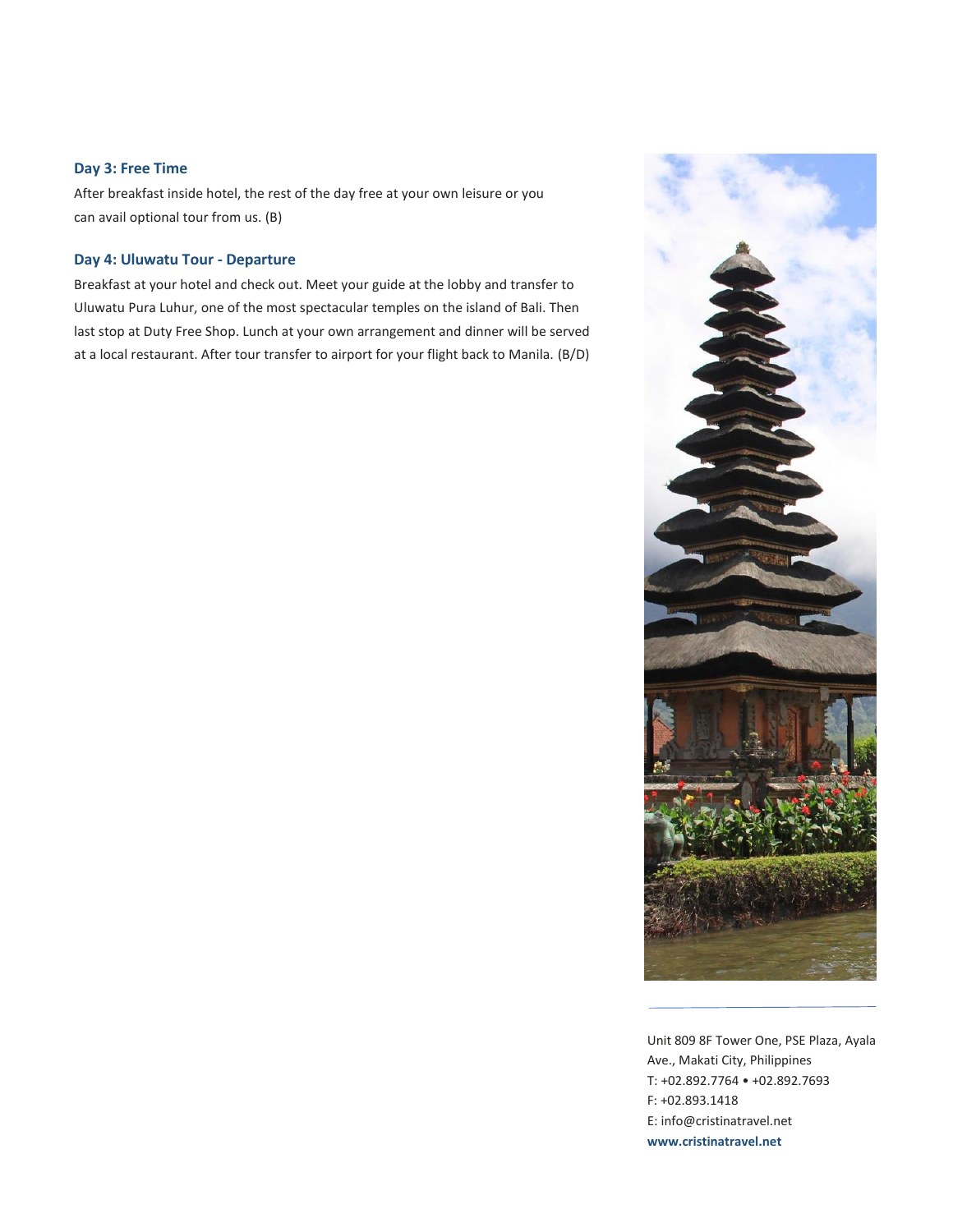### Day 3: Free Time

After breakfast inside hotel, the rest of the day free at your own leisure or you can avail optional tour from us. (B)

### Day 4: Uluwatu Tour - Departure

Breakfast at your hotel and check out. Meet your guide at the lobby and transfer to Uluwatu Pura Luhur, one of the most spectacular temples on the island of Bali. Then last stop at Duty Free Shop. Lunch at your own arrangement and dinner will be served at a local restaurant. After tour transfer to airport for your flight back to Manila. (B/D)

Unit 809 8F Tower One, PSE Plaza, Ayala Ave., Makati City, Philippines
T: +02.892.7764 • +02.892.7693
F: +02.893.1418
E: info@cristinatravel.net
**www.cristinatravel.net**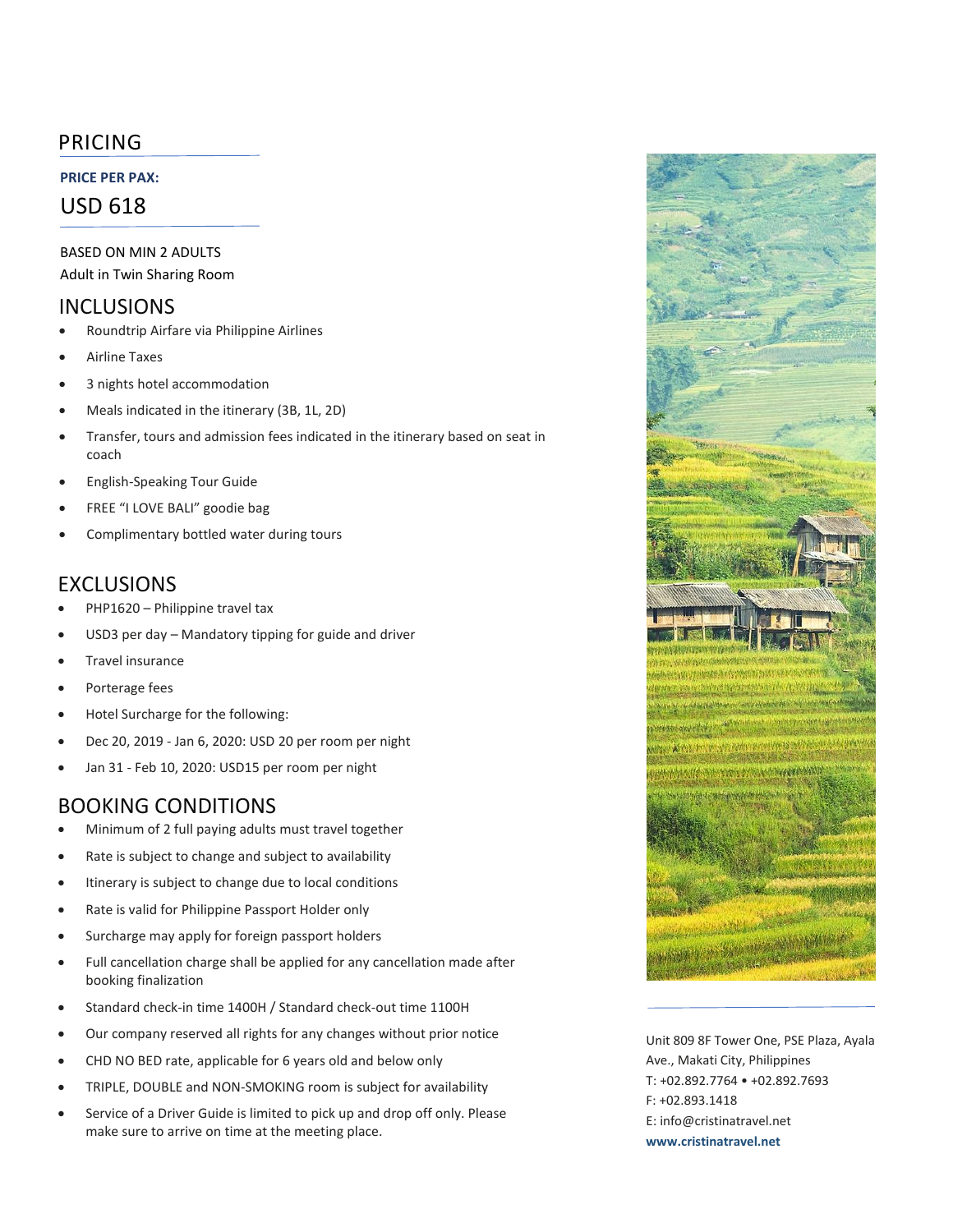## PRICING

**PRICE PER PAX:**

USD 618

BASED ON MIN 2 ADULTS
Adult in Twin Sharing Room

## INCLUSIONS

- Roundtrip Airfare via Philippine Airlines
- Airline Taxes
- 3 nights hotel accommodation
- Meals indicated in the itinerary (3B, 1L, 2D)
- Transfer, tours and admission fees indicated in the itinerary based on seat in coach
- English-Speaking Tour Guide
- FREE "I LOVE BALI" goodie bag
- Complimentary bottled water during tours

## EXCLUSIONS

- PHP1620 – Philippine travel tax
- USD3 per day – Mandatory tipping for guide and driver
- Travel insurance
- Porterage fees
- Hotel Surcharge for the following:
- Dec 20, 2019 - Jan 6, 2020: USD 20 per room per night
- Jan 31 - Feb 10, 2020: USD15 per room per night

## BOOKING CONDITIONS

- Minimum of 2 full paying adults must travel together
- Rate is subject to change and subject to availability
- Itinerary is subject to change due to local conditions
- Rate is valid for Philippine Passport Holder only
- Surcharge may apply for foreign passport holders
- Full cancellation charge shall be applied for any cancellation made after booking finalization
- Standard check-in time 1400H / Standard check-out time 1100H
- Our company reserved all rights for any changes without prior notice
- CHD NO BED rate, applicable for 6 years old and below only
- TRIPLE, DOUBLE and NON-SMOKING room is subject for availability
- Service of a Driver Guide is limited to pick up and drop off only. Please make sure to arrive on time at the meeting place.

Unit 809 8F Tower One, PSE Plaza, Ayala Ave., Makati City, Philippines
T: +02.892.7764 • +02.892.7693
F: +02.893.1418
E: info@cristinatravel.net
**www.cristinatravel.net**